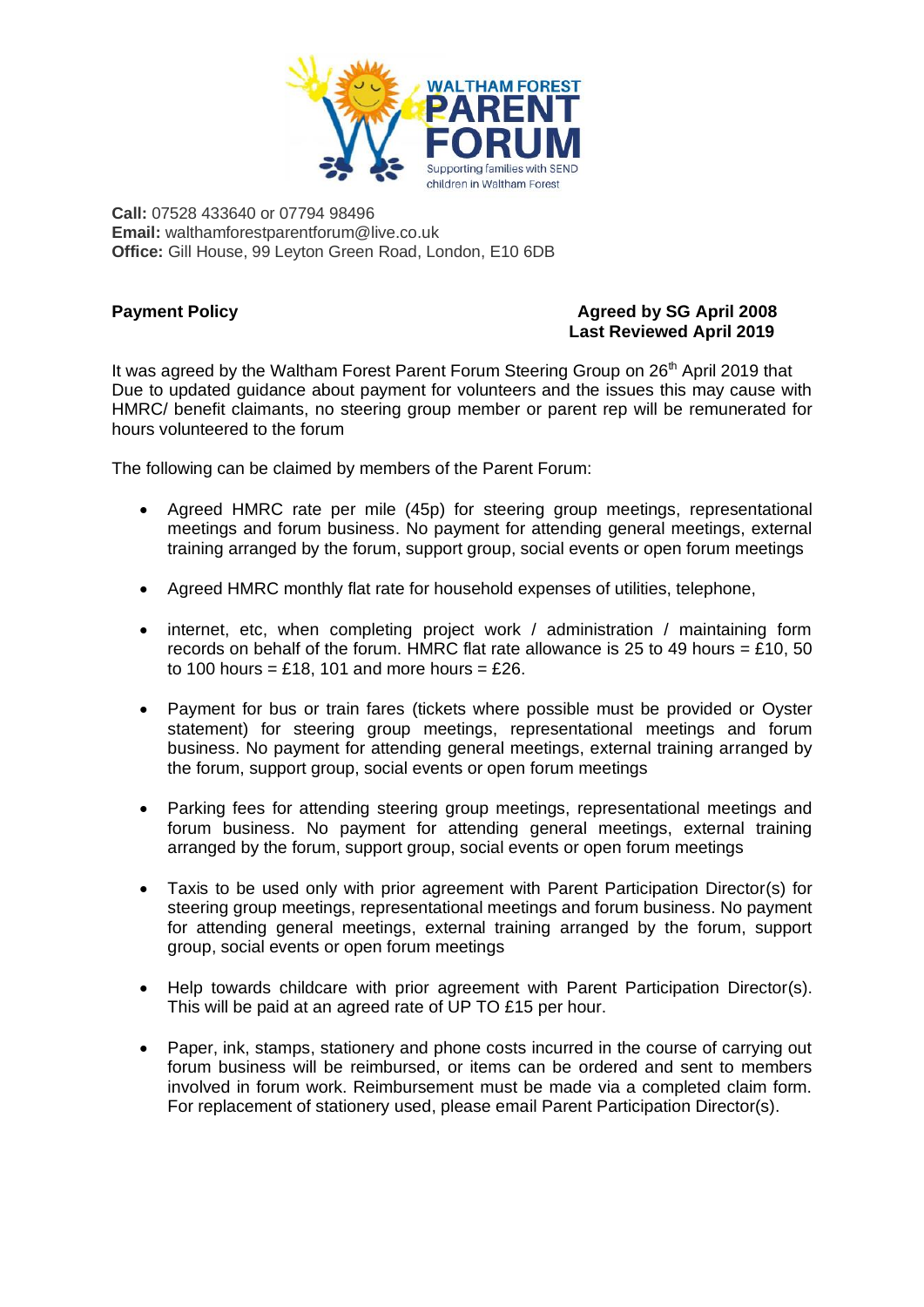WALTHAM FOREST PARENT FORUM
Supporting families with SEND children in Waltham Forest

**Call:** 07528 433640 or 07794 98496
**Email:** walthamforestparentforum@live.co.uk
**Office:** Gill House, 99 Leyton Green Road, London, E10 6DB

**Payment Policy**

**Agreed by SG April 2008**
**Last Reviewed April 2019**

It was agreed by the Waltham Forest Parent Forum Steering Group on 26th April 2019 that Due to updated guidance about payment for volunteers and the issues this may cause with HMRC/ benefit claimants, no steering group member or parent rep will be remunerated for hours volunteered to the forum

The following can be claimed by members of the Parent Forum:

- Agreed HMRC rate per mile (45p) for steering group meetings, representational meetings and forum business. No payment for attending general meetings, external training arranged by the forum, support group, social events or open forum meetings
- Agreed HMRC monthly flat rate for household expenses of utilities, telephone,
- internet, etc, when completing project work / administration / maintaining form records on behalf of the forum. HMRC flat rate allowance is 25 to 49 hours = £10, 50 to 100 hours = £18, 101 and more hours = £26.
- Payment for bus or train fares (tickets where possible must be provided or Oyster statement) for steering group meetings, representational meetings and forum business. No payment for attending general meetings, external training arranged by the forum, support group, social events or open forum meetings
- Parking fees for attending steering group meetings, representational meetings and forum business. No payment for attending general meetings, external training arranged by the forum, support group, social events or open forum meetings
- Taxis to be used only with prior agreement with Parent Participation Director(s) for steering group meetings, representational meetings and forum business. No payment for attending general meetings, external training arranged by the forum, support group, social events or open forum meetings
- Help towards childcare with prior agreement with Parent Participation Director(s). This will be paid at an agreed rate of UP TO £15 per hour.
- Paper, ink, stamps, stationery and phone costs incurred in the course of carrying out forum business will be reimbursed, or items can be ordered and sent to members involved in forum work. Reimbursement must be made via a completed claim form. For replacement of stationery used, please email Parent Participation Director(s).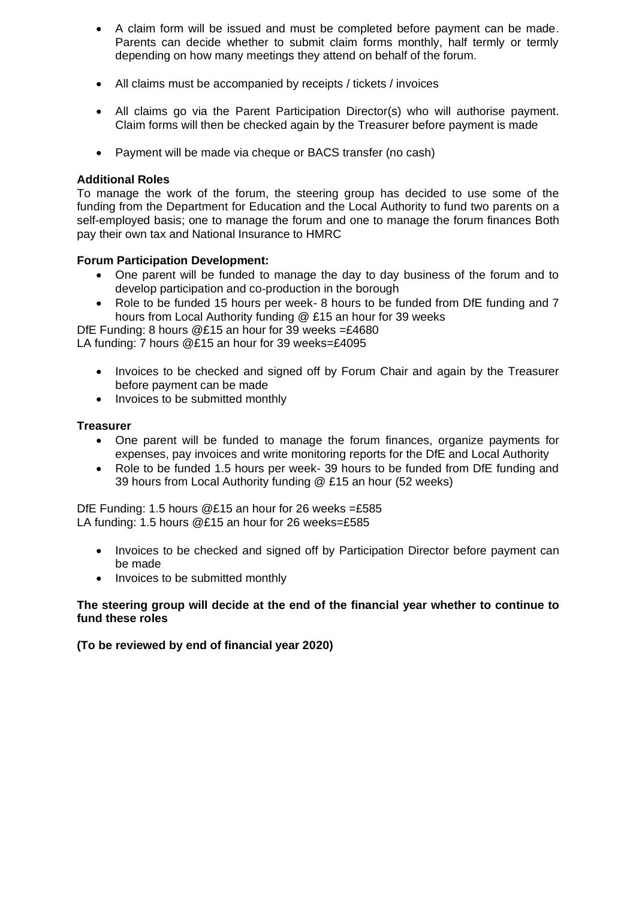- A claim form will be issued and must be completed before payment can be made. Parents can decide whether to submit claim forms monthly, half termly or termly depending on how many meetings they attend on behalf of the forum.

- All claims must be accompanied by receipts / tickets / invoices

- All claims go via the Parent Participation Director(s) who will authorise payment. Claim forms will then be checked again by the Treasurer before payment is made

- Payment will be made via cheque or BACS transfer (no cash)

**Additional Roles**

To manage the work of the forum, the steering group has decided to use some of the funding from the Department for Education and the Local Authority to fund two parents on a self-employed basis; one to manage the forum and one to manage the forum finances Both pay their own tax and National Insurance to HMRC

**Forum Participation Development:**

- One parent will be funded to manage the day to day business of the forum and to develop participation and co-production in the borough
- Role to be funded 15 hours per week- 8 hours to be funded from DfE funding and 7 hours from Local Authority funding @ £15 an hour for 39 weeks

DfE Funding: 8 hours @£15 an hour for 39 weeks =£4680
LA funding: 7 hours @£15 an hour for 39 weeks=£4095

- Invoices to be checked and signed off by Forum Chair and again by the Treasurer before payment can be made
- Invoices to be submitted monthly

**Treasurer**

- One parent will be funded to manage the forum finances, organize payments for expenses, pay invoices and write monitoring reports for the DfE and Local Authority
- Role to be funded 1.5 hours per week- 39 hours to be funded from DfE funding and 39 hours from Local Authority funding @ £15 an hour (52 weeks)

DfE Funding: 1.5 hours @£15 an hour for 26 weeks =£585
LA funding: 1.5 hours @£15 an hour for 26 weeks=£585

- Invoices to be checked and signed off by Participation Director before payment can be made
- Invoices to be submitted monthly

**The steering group will decide at the end of the financial year whether to continue to fund these roles**

**(To be reviewed by end of financial year 2020)**